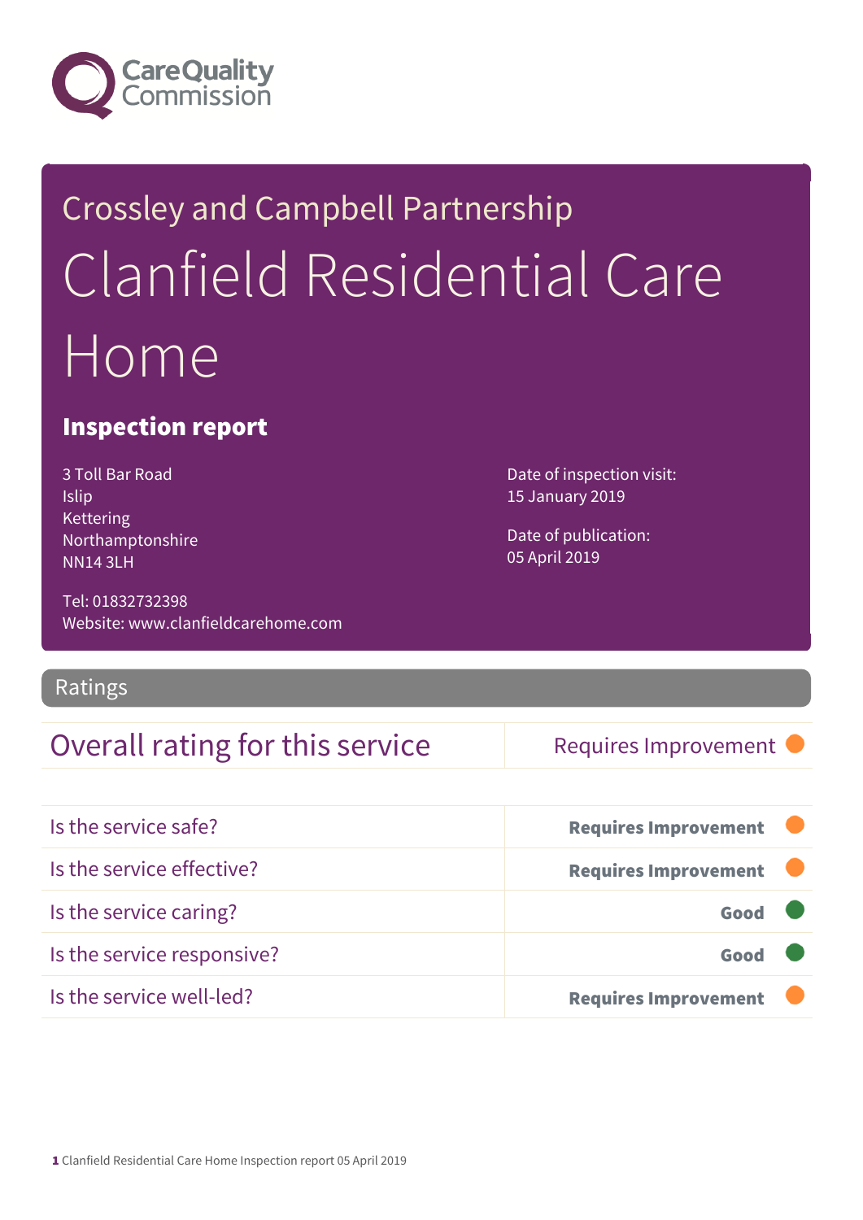Care Quality Commission

Crossley and Campbell Partnership

# Clanfield Residential Care Home

## Inspection report

3 Toll Bar Road
Islip
Kettering
Northamptonshire
NN14 3LH

Tel: 01832732398
Website: www.clanfieldcarehome.com

Date of inspection visit:
15 January 2019

Date of publication:
05 April 2019

## Ratings

| Overall rating for this service | Requires Improvement |
|---|---|
| Is the service safe? | **Requires Improvement** |
| Is the service effective? | **Requires Improvement** |
| Is the service caring? | **Good** |
| Is the service responsive? | **Good** |
| Is the service well-led? | **Requires Improvement** |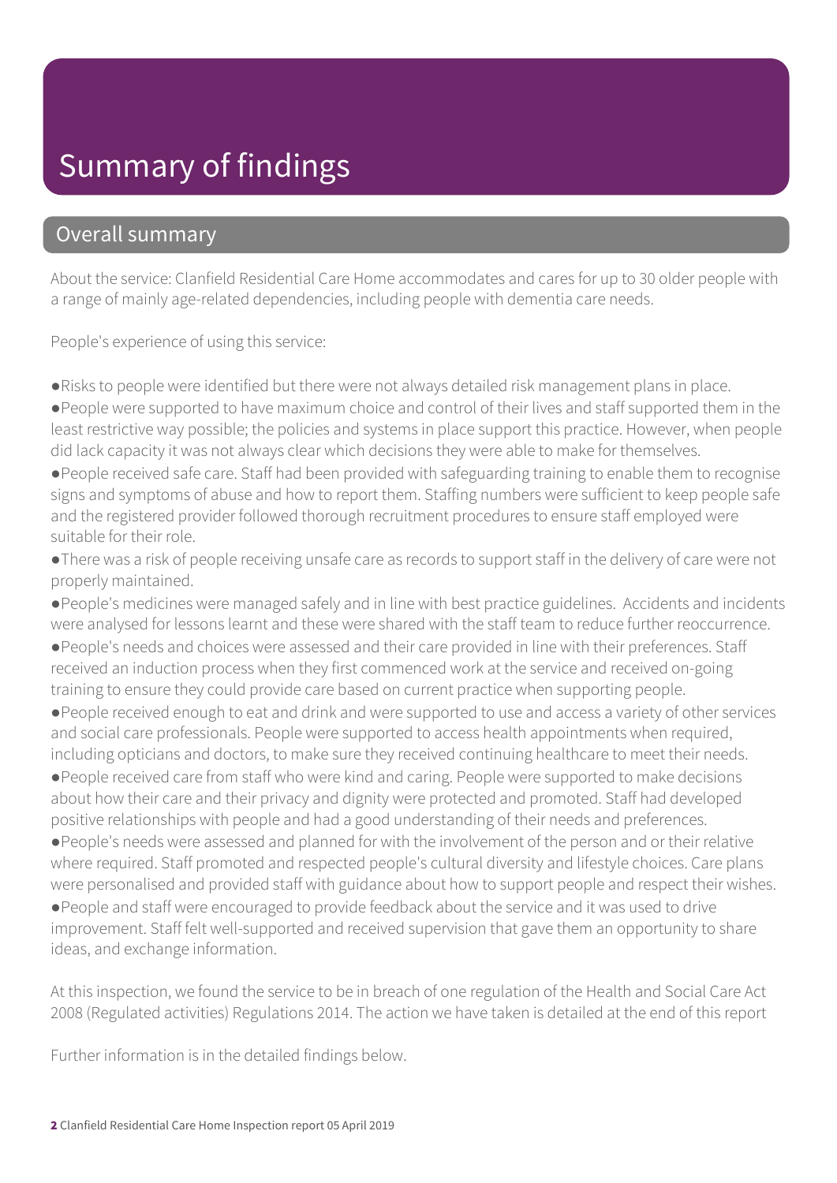# Summary of findings

## Overall summary

About the service: Clanfield Residential Care Home accommodates and cares for up to 30 older people with a range of mainly age-related dependencies, including people with dementia care needs.

People's experience of using this service:

- Risks to people were identified but there were not always detailed risk management plans in place.
- People were supported to have maximum choice and control of their lives and staff supported them in the least restrictive way possible; the policies and systems in place support this practice. However, when people did lack capacity it was not always clear which decisions they were able to make for themselves.
- People received safe care. Staff had been provided with safeguarding training to enable them to recognise signs and symptoms of abuse and how to report them. Staffing numbers were sufficient to keep people safe and the registered provider followed thorough recruitment procedures to ensure staff employed were suitable for their role.
- There was a risk of people receiving unsafe care as records to support staff in the delivery of care were not properly maintained.
- People's medicines were managed safely and in line with best practice guidelines. Accidents and incidents were analysed for lessons learnt and these were shared with the staff team to reduce further reoccurrence.
- People's needs and choices were assessed and their care provided in line with their preferences. Staff received an induction process when they first commenced work at the service and received on-going training to ensure they could provide care based on current practice when supporting people.
- People received enough to eat and drink and were supported to use and access a variety of other services and social care professionals. People were supported to access health appointments when required, including opticians and doctors, to make sure they received continuing healthcare to meet their needs.
- People received care from staff who were kind and caring. People were supported to make decisions about how their care and their privacy and dignity were protected and promoted. Staff had developed positive relationships with people and had a good understanding of their needs and preferences.
- People's needs were assessed and planned for with the involvement of the person and or their relative where required. Staff promoted and respected people's cultural diversity and lifestyle choices. Care plans were personalised and provided staff with guidance about how to support people and respect their wishes.
- People and staff were encouraged to provide feedback about the service and it was used to drive improvement. Staff felt well-supported and received supervision that gave them an opportunity to share ideas, and exchange information.

At this inspection, we found the service to be in breach of one regulation of the Health and Social Care Act 2008 (Regulated activities) Regulations 2014. The action we have taken is detailed at the end of this report

Further information is in the detailed findings below.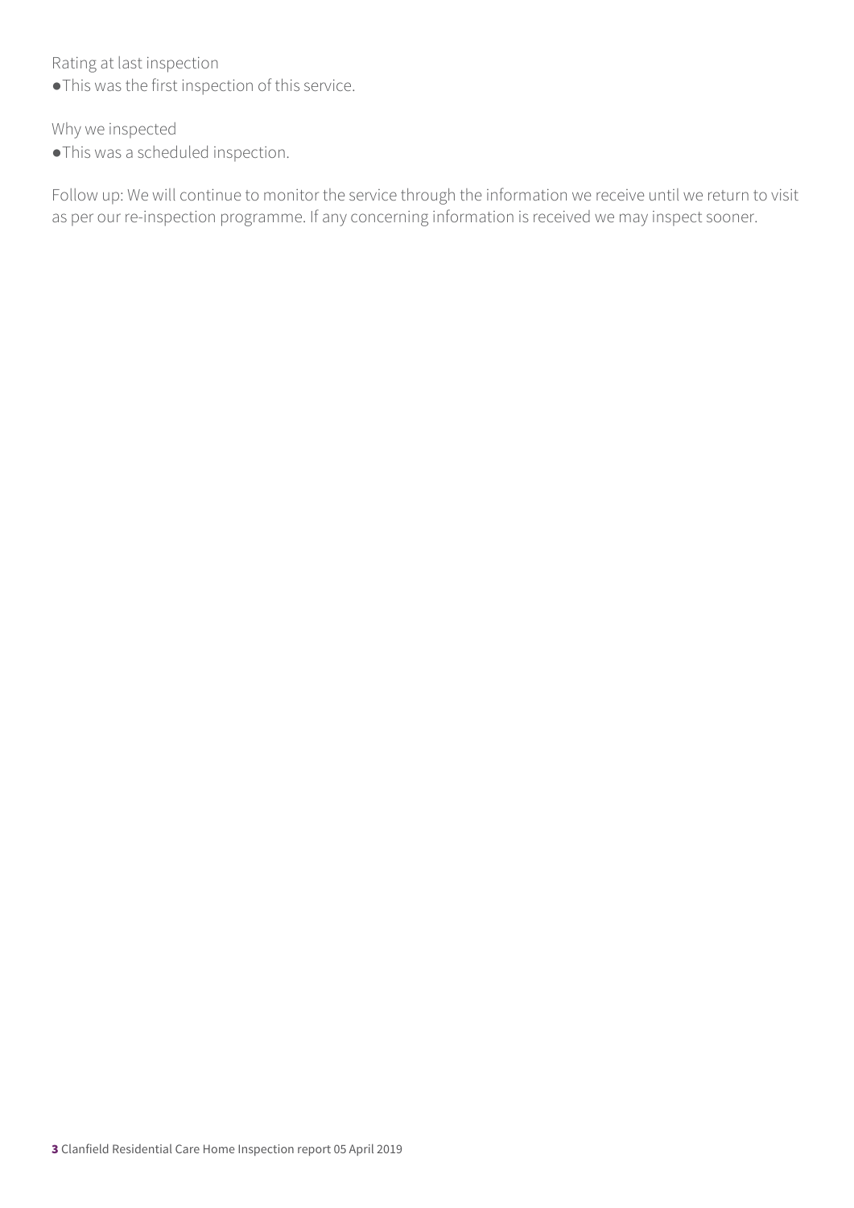Rating at last inspection

- This was the first inspection of this service.

Why we inspected

- This was a scheduled inspection.

Follow up: We will continue to monitor the service through the information we receive until we return to visit as per our re-inspection programme. If any concerning information is received we may inspect sooner.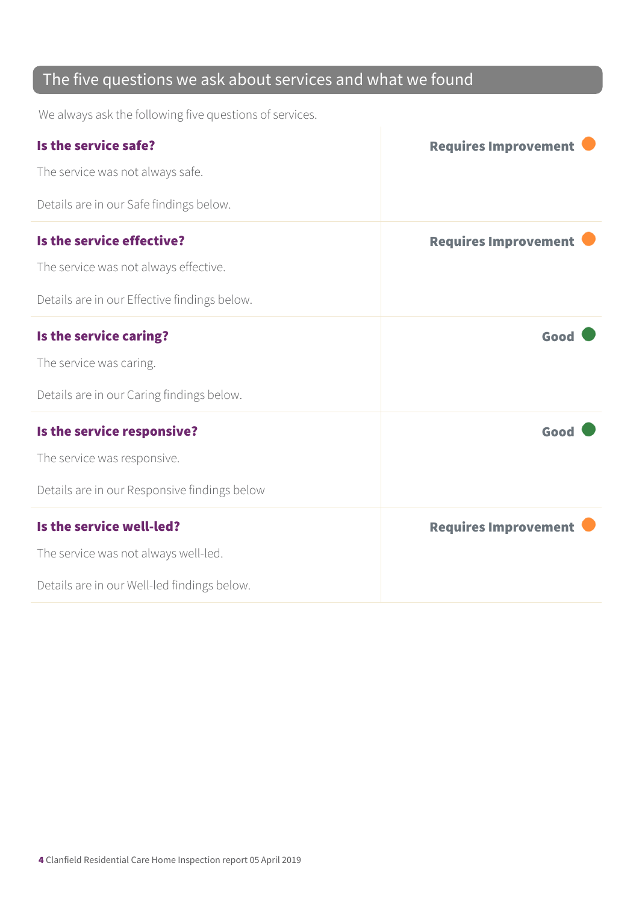## The five questions we ask about services and what we found

We always ask the following five questions of services.

### Is the service safe?

**Requires Improvement**

The service was not always safe.

Details are in our Safe findings below.

### Is the service effective?

**Requires Improvement**

The service was not always effective.

Details are in our Effective findings below.

### Is the service caring?

**Good**

The service was caring.

Details are in our Caring findings below.

### Is the service responsive?

**Good**

The service was responsive.

Details are in our Responsive findings below

### Is the service well-led?

**Requires Improvement**

The service was not always well-led.

Details are in our Well-led findings below.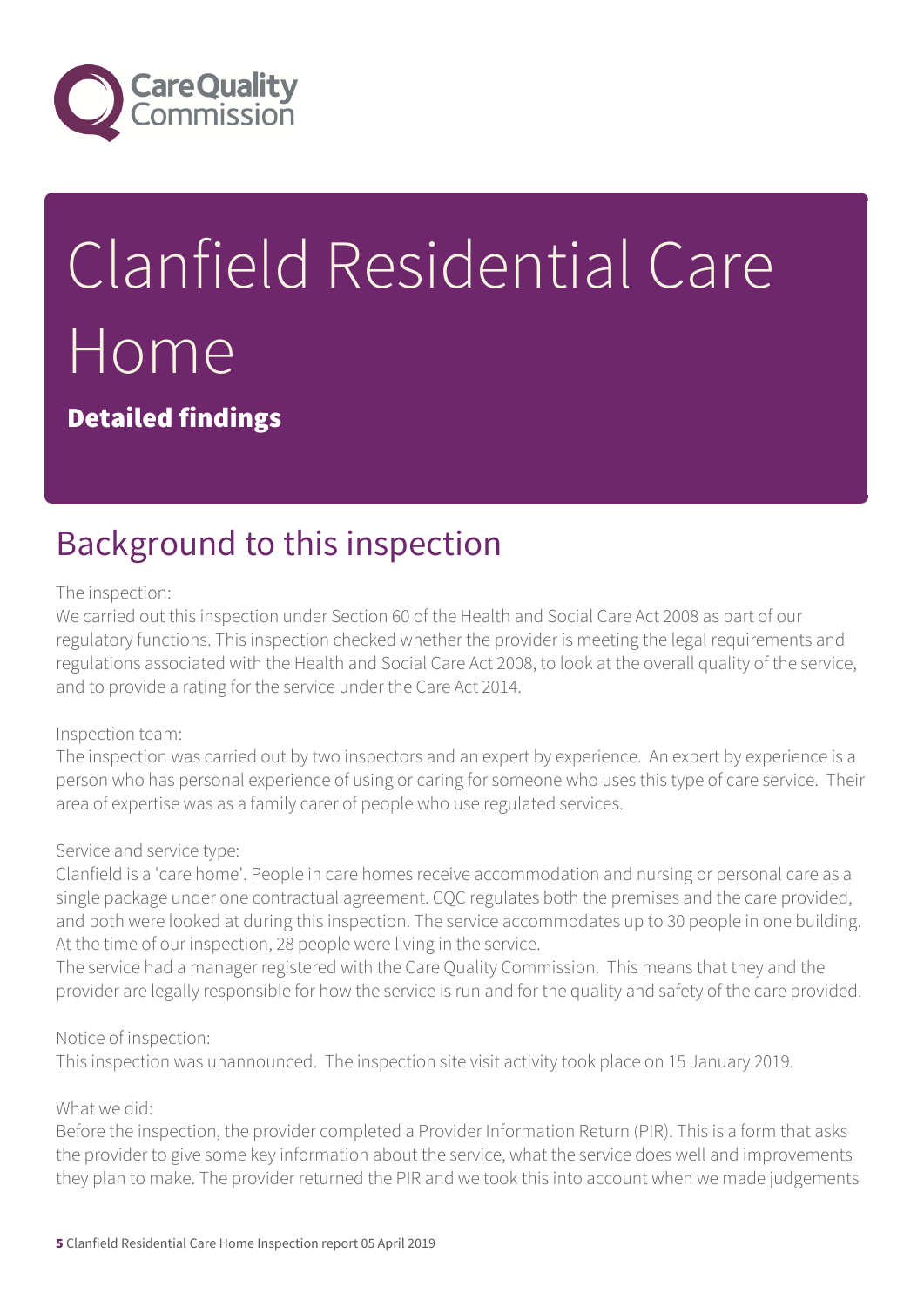# Clanfield Residential Care Home

**Detailed findings**

## Background to this inspection

The inspection:
We carried out this inspection under Section 60 of the Health and Social Care Act 2008 as part of our regulatory functions. This inspection checked whether the provider is meeting the legal requirements and regulations associated with the Health and Social Care Act 2008, to look at the overall quality of the service, and to provide a rating for the service under the Care Act 2014.

Inspection team:
The inspection was carried out by two inspectors and an expert by experience. An expert by experience is a person who has personal experience of using or caring for someone who uses this type of care service. Their area of expertise was as a family carer of people who use regulated services.

Service and service type:
Clanfield is a 'care home'. People in care homes receive accommodation and nursing or personal care as a single package under one contractual agreement. CQC regulates both the premises and the care provided, and both were looked at during this inspection. The service accommodates up to 30 people in one building. At the time of our inspection, 28 people were living in the service.
The service had a manager registered with the Care Quality Commission. This means that they and the provider are legally responsible for how the service is run and for the quality and safety of the care provided.

Notice of inspection:
This inspection was unannounced. The inspection site visit activity took place on 15 January 2019.

What we did:
Before the inspection, the provider completed a Provider Information Return (PIR). This is a form that asks the provider to give some key information about the service, what the service does well and improvements they plan to make. The provider returned the PIR and we took this into account when we made judgements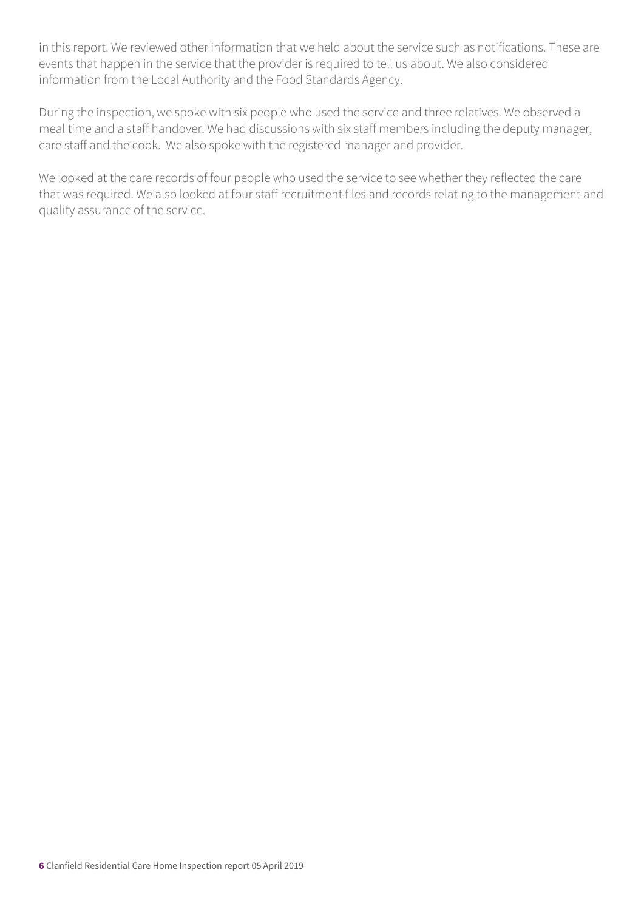in this report. We reviewed other information that we held about the service such as notifications. These are events that happen in the service that the provider is required to tell us about. We also considered information from the Local Authority and the Food Standards Agency.

During the inspection, we spoke with six people who used the service and three relatives. We observed a meal time and a staff handover. We had discussions with six staff members including the deputy manager, care staff and the cook. We also spoke with the registered manager and provider.

We looked at the care records of four people who used the service to see whether they reflected the care that was required. We also looked at four staff recruitment files and records relating to the management and quality assurance of the service.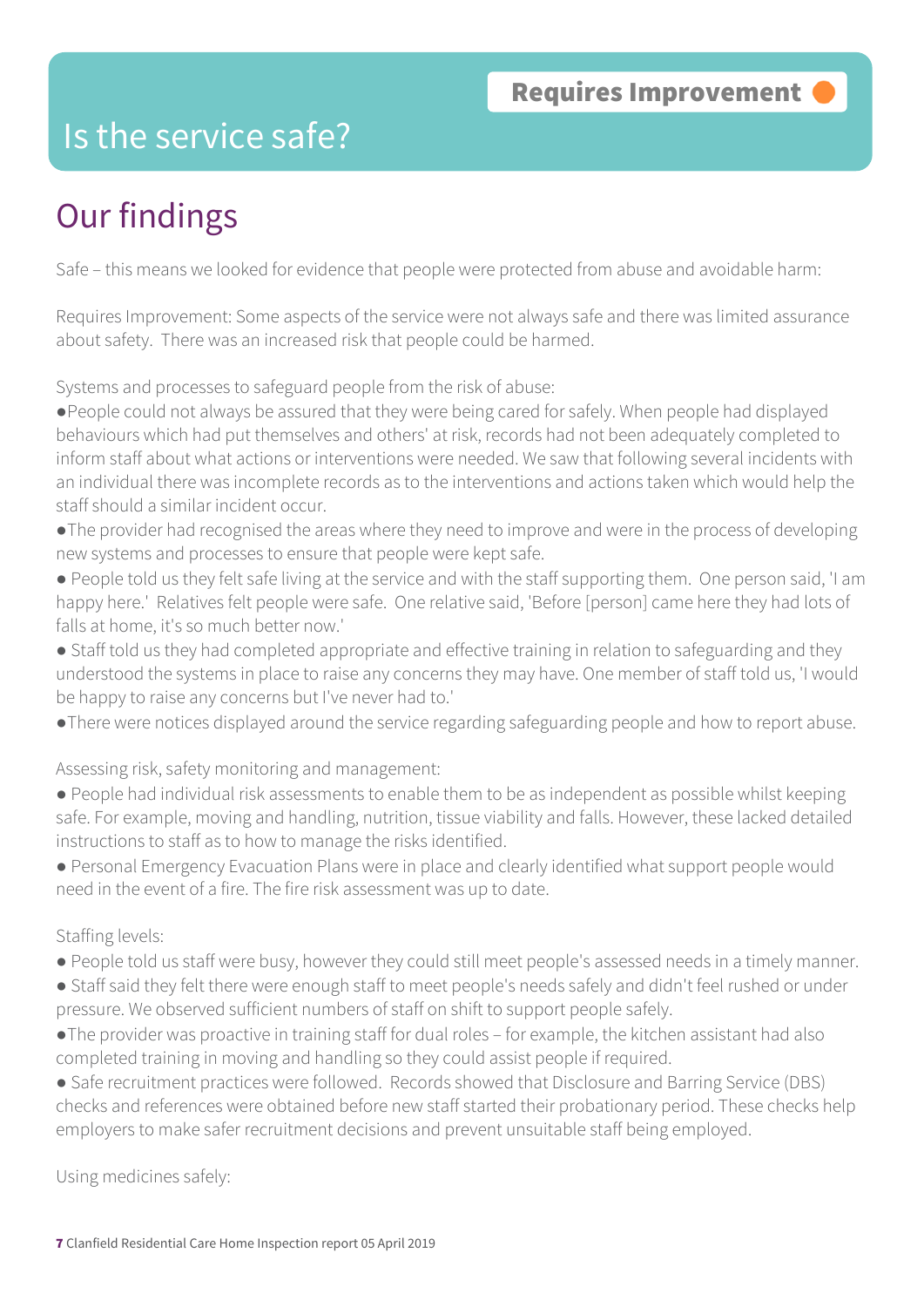# Is the service safe?

**Requires Improvement**

## Our findings

Safe – this means we looked for evidence that people were protected from abuse and avoidable harm:

Requires Improvement: Some aspects of the service were not always safe and there was limited assurance about safety. There was an increased risk that people could be harmed.

Systems and processes to safeguard people from the risk of abuse:

- People could not always be assured that they were being cared for safely. When people had displayed behaviours which had put themselves and others' at risk, records had not been adequately completed to inform staff about what actions or interventions were needed. We saw that following several incidents with an individual there was incomplete records as to the interventions and actions taken which would help the staff should a similar incident occur.
- The provider had recognised the areas where they need to improve and were in the process of developing new systems and processes to ensure that people were kept safe.
- People told us they felt safe living at the service and with the staff supporting them. One person said, 'I am happy here.' Relatives felt people were safe. One relative said, 'Before [person] came here they had lots of falls at home, it's so much better now.'
- Staff told us they had completed appropriate and effective training in relation to safeguarding and they understood the systems in place to raise any concerns they may have. One member of staff told us, 'I would be happy to raise any concerns but I've never had to.'
- There were notices displayed around the service regarding safeguarding people and how to report abuse.

Assessing risk, safety monitoring and management:

- People had individual risk assessments to enable them to be as independent as possible whilst keeping safe. For example, moving and handling, nutrition, tissue viability and falls. However, these lacked detailed instructions to staff as to how to manage the risks identified.
- Personal Emergency Evacuation Plans were in place and clearly identified what support people would need in the event of a fire. The fire risk assessment was up to date.

Staffing levels:

- People told us staff were busy, however they could still meet people's assessed needs in a timely manner.
- Staff said they felt there were enough staff to meet people's needs safely and didn't feel rushed or under pressure. We observed sufficient numbers of staff on shift to support people safely.
- The provider was proactive in training staff for dual roles – for example, the kitchen assistant had also completed training in moving and handling so they could assist people if required.
- Safe recruitment practices were followed. Records showed that Disclosure and Barring Service (DBS) checks and references were obtained before new staff started their probationary period. These checks help employers to make safer recruitment decisions and prevent unsuitable staff being employed.

Using medicines safely: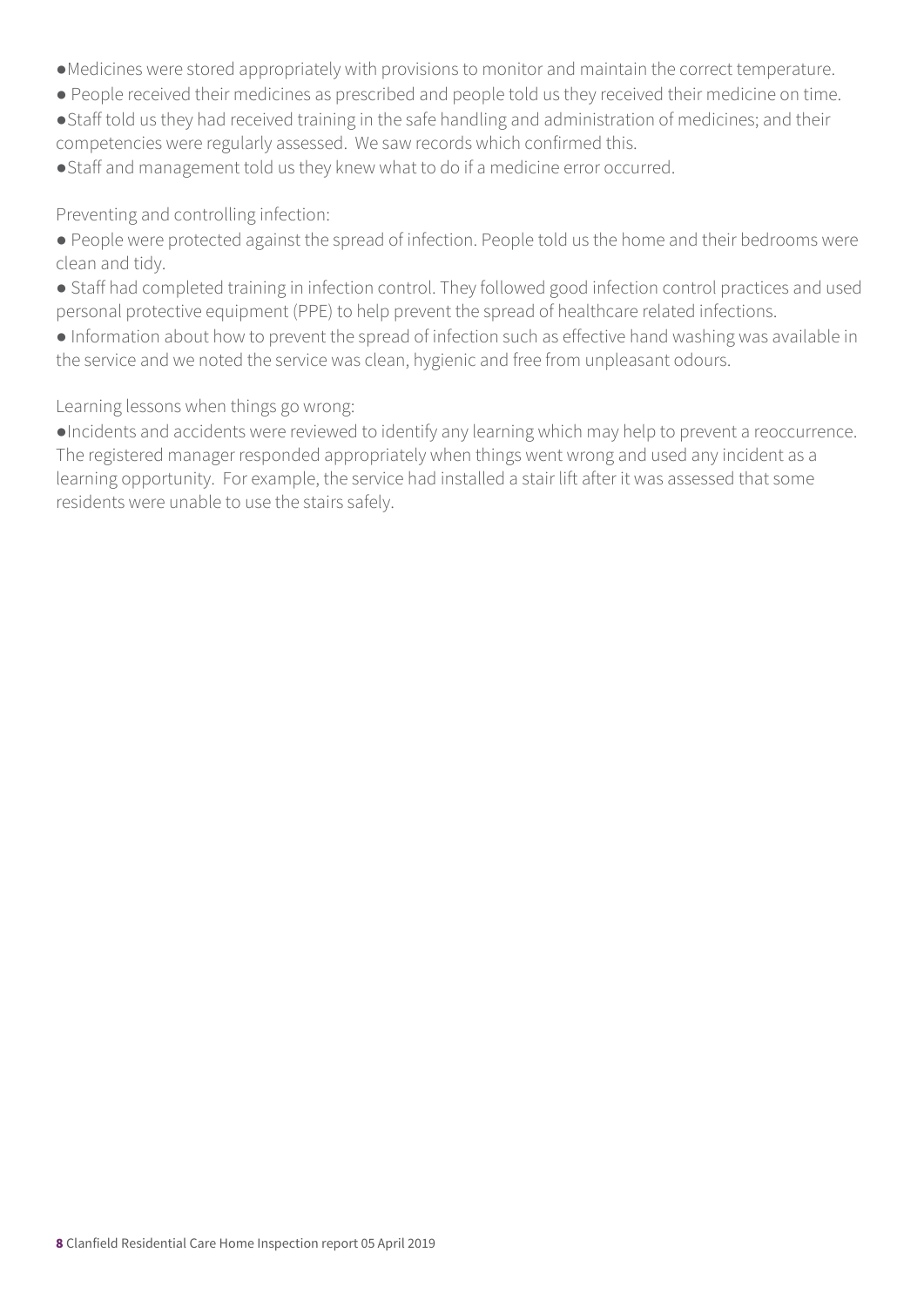- Medicines were stored appropriately with provisions to monitor and maintain the correct temperature.
- People received their medicines as prescribed and people told us they received their medicine on time.
- Staff told us they had received training in the safe handling and administration of medicines; and their competencies were regularly assessed. We saw records which confirmed this.
- Staff and management told us they knew what to do if a medicine error occurred.

Preventing and controlling infection:

- People were protected against the spread of infection. People told us the home and their bedrooms were clean and tidy.
- Staff had completed training in infection control. They followed good infection control practices and used personal protective equipment (PPE) to help prevent the spread of healthcare related infections.
- Information about how to prevent the spread of infection such as effective hand washing was available in the service and we noted the service was clean, hygienic and free from unpleasant odours.

Learning lessons when things go wrong:

- Incidents and accidents were reviewed to identify any learning which may help to prevent a reoccurrence. The registered manager responded appropriately when things went wrong and used any incident as a learning opportunity. For example, the service had installed a stair lift after it was assessed that some residents were unable to use the stairs safely.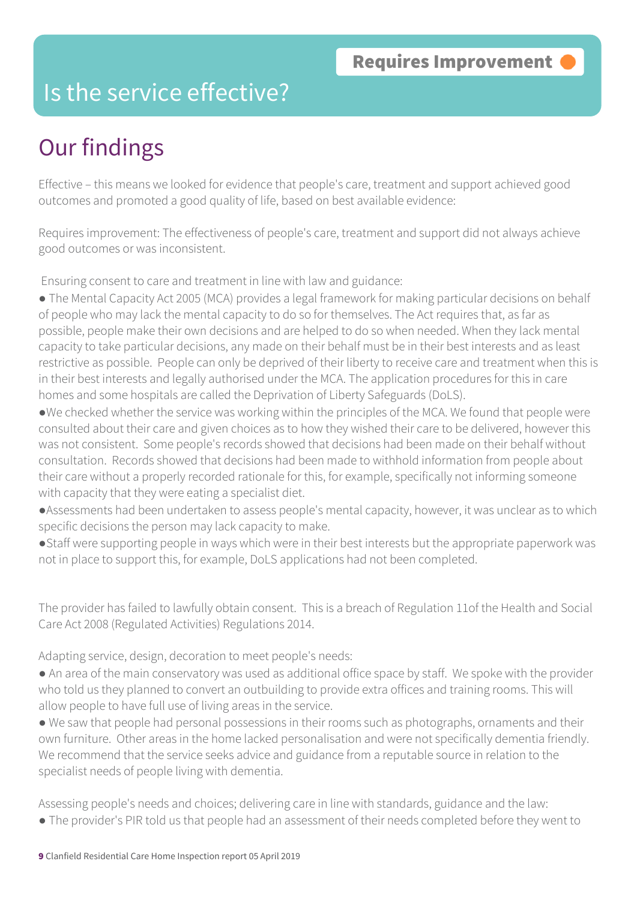Requires Improvement

# Is the service effective?

## Our findings

Effective – this means we looked for evidence that people's care, treatment and support achieved good outcomes and promoted a good quality of life, based on best available evidence:

Requires improvement: The effectiveness of people's care, treatment and support did not always achieve good outcomes or was inconsistent.

Ensuring consent to care and treatment in line with law and guidance:

- The Mental Capacity Act 2005 (MCA) provides a legal framework for making particular decisions on behalf of people who may lack the mental capacity to do so for themselves. The Act requires that, as far as possible, people make their own decisions and are helped to do so when needed. When they lack mental capacity to take particular decisions, any made on their behalf must be in their best interests and as least restrictive as possible. People can only be deprived of their liberty to receive care and treatment when this is in their best interests and legally authorised under the MCA. The application procedures for this in care homes and some hospitals are called the Deprivation of Liberty Safeguards (DoLS).
- We checked whether the service was working within the principles of the MCA. We found that people were consulted about their care and given choices as to how they wished their care to be delivered, however this was not consistent. Some people's records showed that decisions had been made on their behalf without consultation. Records showed that decisions had been made to withhold information from people about their care without a properly recorded rationale for this, for example, specifically not informing someone with capacity that they were eating a specialist diet.
- Assessments had been undertaken to assess people's mental capacity, however, it was unclear as to which specific decisions the person may lack capacity to make.
- Staff were supporting people in ways which were in their best interests but the appropriate paperwork was not in place to support this, for example, DoLS applications had not been completed.

The provider has failed to lawfully obtain consent. This is a breach of Regulation 11of the Health and Social Care Act 2008 (Regulated Activities) Regulations 2014.

Adapting service, design, decoration to meet people's needs:

- An area of the main conservatory was used as additional office space by staff. We spoke with the provider who told us they planned to convert an outbuilding to provide extra offices and training rooms. This will allow people to have full use of living areas in the service.
- We saw that people had personal possessions in their rooms such as photographs, ornaments and their own furniture. Other areas in the home lacked personalisation and were not specifically dementia friendly. We recommend that the service seeks advice and guidance from a reputable source in relation to the specialist needs of people living with dementia.

Assessing people's needs and choices; delivering care in line with standards, guidance and the law:

- The provider's PIR told us that people had an assessment of their needs completed before they went to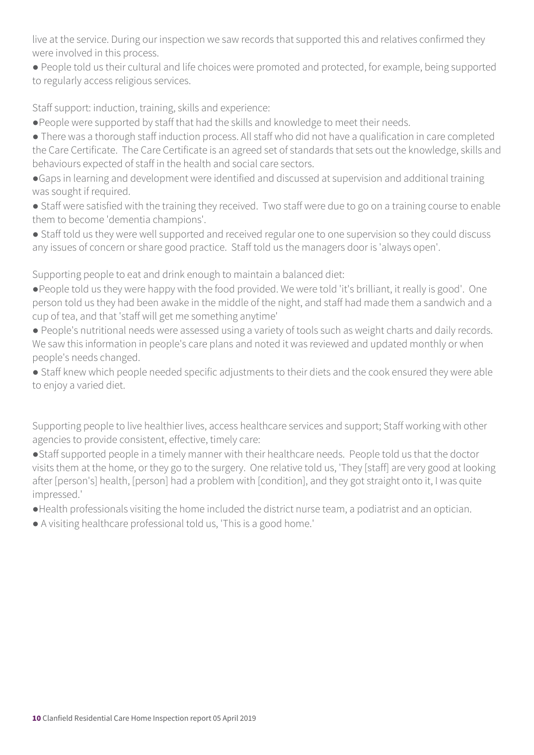live at the service. During our inspection we saw records that supported this and relatives confirmed they were involved in this process.

- People told us their cultural and life choices were promoted and protected, for example, being supported to regularly access religious services.

Staff support: induction, training, skills and experience:

- People were supported by staff that had the skills and knowledge to meet their needs.
- There was a thorough staff induction process. All staff who did not have a qualification in care completed the Care Certificate. The Care Certificate is an agreed set of standards that sets out the knowledge, skills and behaviours expected of staff in the health and social care sectors.
- Gaps in learning and development were identified and discussed at supervision and additional training was sought if required.
- Staff were satisfied with the training they received. Two staff were due to go on a training course to enable them to become 'dementia champions'.
- Staff told us they were well supported and received regular one to one supervision so they could discuss any issues of concern or share good practice. Staff told us the managers door is 'always open'.

Supporting people to eat and drink enough to maintain a balanced diet:

- People told us they were happy with the food provided. We were told 'it's brilliant, it really is good'. One person told us they had been awake in the middle of the night, and staff had made them a sandwich and a cup of tea, and that 'staff will get me something anytime'
- People's nutritional needs were assessed using a variety of tools such as weight charts and daily records. We saw this information in people's care plans and noted it was reviewed and updated monthly or when people's needs changed.
- Staff knew which people needed specific adjustments to their diets and the cook ensured they were able to enjoy a varied diet.

Supporting people to live healthier lives, access healthcare services and support; Staff working with other agencies to provide consistent, effective, timely care:

- Staff supported people in a timely manner with their healthcare needs. People told us that the doctor visits them at the home, or they go to the surgery. One relative told us, 'They [staff] are very good at looking after [person's] health, [person] had a problem with [condition], and they got straight onto it, I was quite impressed.'
- Health professionals visiting the home included the district nurse team, a podiatrist and an optician.
- A visiting healthcare professional told us, 'This is a good home.'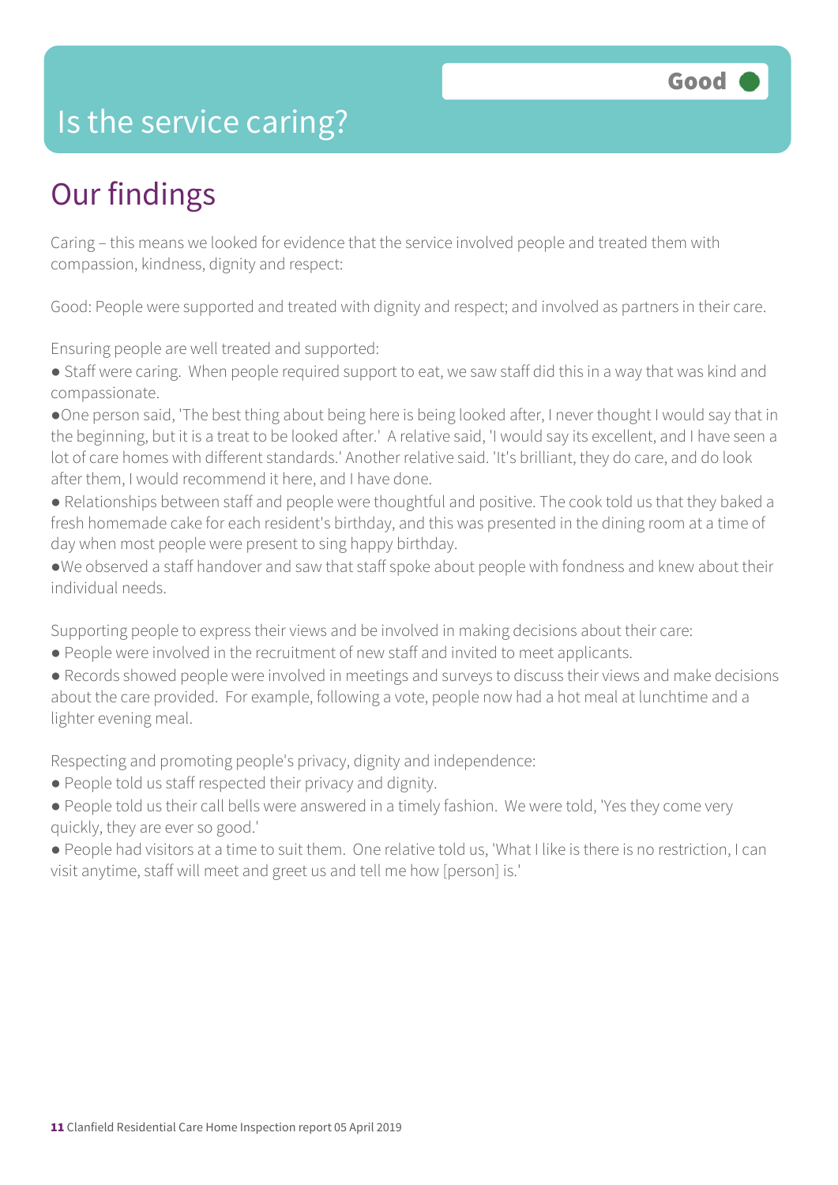# Is the service caring?

Good

## Our findings

Caring – this means we looked for evidence that the service involved people and treated them with compassion, kindness, dignity and respect:

Good: People were supported and treated with dignity and respect; and involved as partners in their care.

Ensuring people are well treated and supported:

- Staff were caring. When people required support to eat, we saw staff did this in a way that was kind and compassionate.
- One person said, 'The best thing about being here is being looked after, I never thought I would say that in the beginning, but it is a treat to be looked after.' A relative said, 'I would say its excellent, and I have seen a lot of care homes with different standards.' Another relative said. 'It's brilliant, they do care, and do look after them, I would recommend it here, and I have done.
- Relationships between staff and people were thoughtful and positive. The cook told us that they baked a fresh homemade cake for each resident's birthday, and this was presented in the dining room at a time of day when most people were present to sing happy birthday.
- We observed a staff handover and saw that staff spoke about people with fondness and knew about their individual needs.

Supporting people to express their views and be involved in making decisions about their care:

- People were involved in the recruitment of new staff and invited to meet applicants.
- Records showed people were involved in meetings and surveys to discuss their views and make decisions about the care provided. For example, following a vote, people now had a hot meal at lunchtime and a lighter evening meal.

Respecting and promoting people's privacy, dignity and independence:

- People told us staff respected their privacy and dignity.
- People told us their call bells were answered in a timely fashion. We were told, 'Yes they come very quickly, they are ever so good.'
- People had visitors at a time to suit them. One relative told us, 'What I like is there is no restriction, I can visit anytime, staff will meet and greet us and tell me how [person] is.'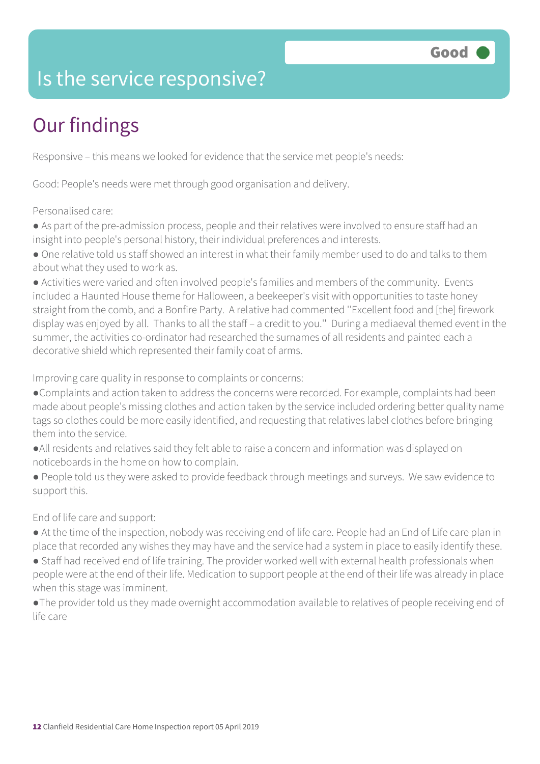Good

# Is the service responsive?

## Our findings

Responsive – this means we looked for evidence that the service met people's needs:

Good: People's needs were met through good organisation and delivery.

Personalised care:

- As part of the pre-admission process, people and their relatives were involved to ensure staff had an insight into people's personal history, their individual preferences and interests.
- One relative told us staff showed an interest in what their family member used to do and talks to them about what they used to work as.
- Activities were varied and often involved people's families and members of the community. Events included a Haunted House theme for Halloween, a beekeeper's visit with opportunities to taste honey straight from the comb, and a Bonfire Party. A relative had commented ''Excellent food and [the] firework display was enjoyed by all. Thanks to all the staff – a credit to you.'' During a mediaeval themed event in the summer, the activities co-ordinator had researched the surnames of all residents and painted each a decorative shield which represented their family coat of arms.

Improving care quality in response to complaints or concerns:

- Complaints and action taken to address the concerns were recorded. For example, complaints had been made about people's missing clothes and action taken by the service included ordering better quality name tags so clothes could be more easily identified, and requesting that relatives label clothes before bringing them into the service.
- All residents and relatives said they felt able to raise a concern and information was displayed on noticeboards in the home on how to complain.
- People told us they were asked to provide feedback through meetings and surveys. We saw evidence to support this.

End of life care and support:

- At the time of the inspection, nobody was receiving end of life care. People had an End of Life care plan in place that recorded any wishes they may have and the service had a system in place to easily identify these.
- Staff had received end of life training. The provider worked well with external health professionals when people were at the end of their life. Medication to support people at the end of their life was already in place when this stage was imminent.
- The provider told us they made overnight accommodation available to relatives of people receiving end of life care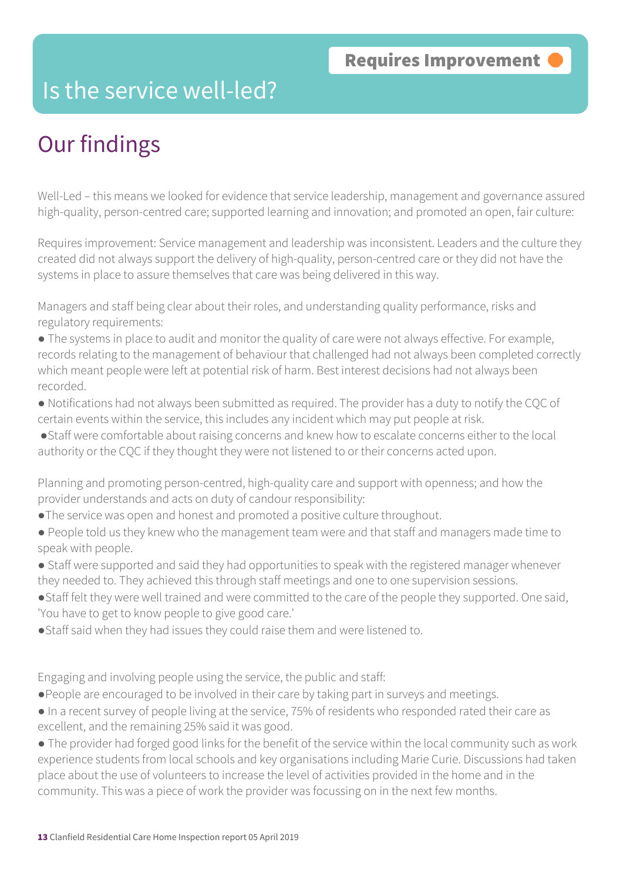Requires Improvement

# Is the service well-led?

## Our findings

Well-Led – this means we looked for evidence that service leadership, management and governance assured high-quality, person-centred care; supported learning and innovation; and promoted an open, fair culture:

Requires improvement: Service management and leadership was inconsistent. Leaders and the culture they created did not always support the delivery of high-quality, person-centred care or they did not have the systems in place to assure themselves that care was being delivered in this way.

Managers and staff being clear about their roles, and understanding quality performance, risks and regulatory requirements:

- The systems in place to audit and monitor the quality of care were not always effective. For example, records relating to the management of behaviour that challenged had not always been completed correctly which meant people were left at potential risk of harm. Best interest decisions had not always been recorded.
- Notifications had not always been submitted as required. The provider has a duty to notify the CQC of certain events within the service, this includes any incident which may put people at risk.
- Staff were comfortable about raising concerns and knew how to escalate concerns either to the local authority or the CQC if they thought they were not listened to or their concerns acted upon.

Planning and promoting person-centred, high-quality care and support with openness; and how the provider understands and acts on duty of candour responsibility:

- The service was open and honest and promoted a positive culture throughout.
- People told us they knew who the management team were and that staff and managers made time to speak with people.
- Staff were supported and said they had opportunities to speak with the registered manager whenever they needed to. They achieved this through staff meetings and one to one supervision sessions.
- Staff felt they were well trained and were committed to the care of the people they supported. One said, 'You have to get to know people to give good care.'
- Staff said when they had issues they could raise them and were listened to.

Engaging and involving people using the service, the public and staff:

- People are encouraged to be involved in their care by taking part in surveys and meetings.
- In a recent survey of people living at the service, 75% of residents who responded rated their care as excellent, and the remaining 25% said it was good.
- The provider had forged good links for the benefit of the service within the local community such as work experience students from local schools and key organisations including Marie Curie. Discussions had taken place about the use of volunteers to increase the level of activities provided in the home and in the community. This was a piece of work the provider was focussing on in the next few months.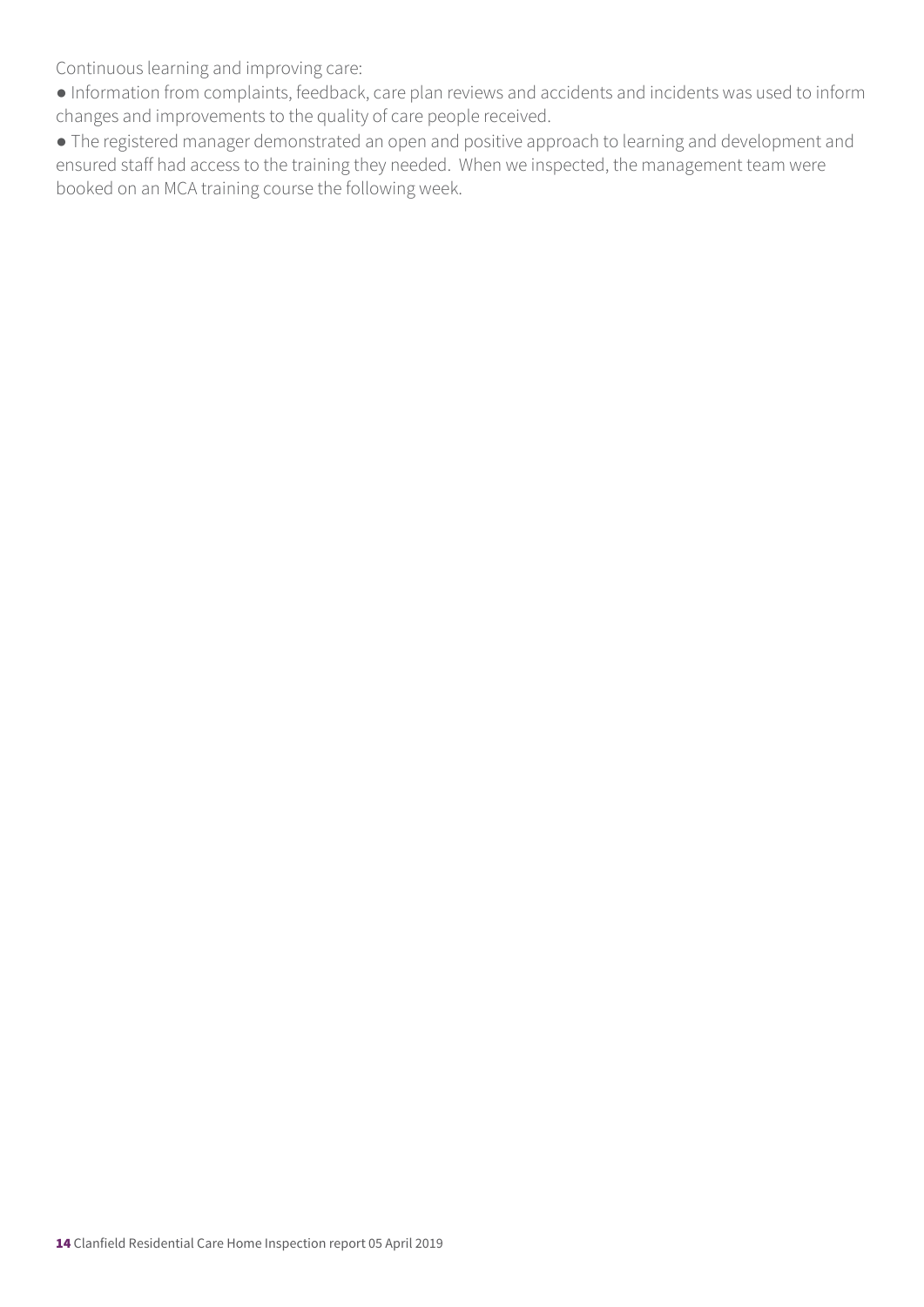Continuous learning and improving care:

- Information from complaints, feedback, care plan reviews and accidents and incidents was used to inform changes and improvements to the quality of care people received.
- The registered manager demonstrated an open and positive approach to learning and development and ensured staff had access to the training they needed. When we inspected, the management team were booked on an MCA training course the following week.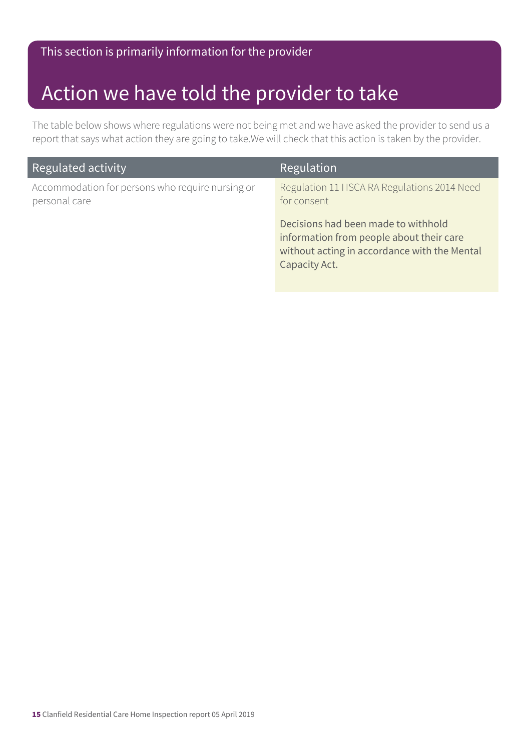This section is primarily information for the provider

# Action we have told the provider to take

The table below shows where regulations were not being met and we have asked the provider to send us a report that says what action they are going to take.We will check that this action is taken by the provider.

| Regulated activity | Regulation |
| --- | --- |
| Accommodation for persons who require nursing or personal care | Regulation 11 HSCA RA Regulations 2014 Need for consent<br><br>Decisions had been made to withhold information from people about their care without acting in accordance with the Mental Capacity Act. |